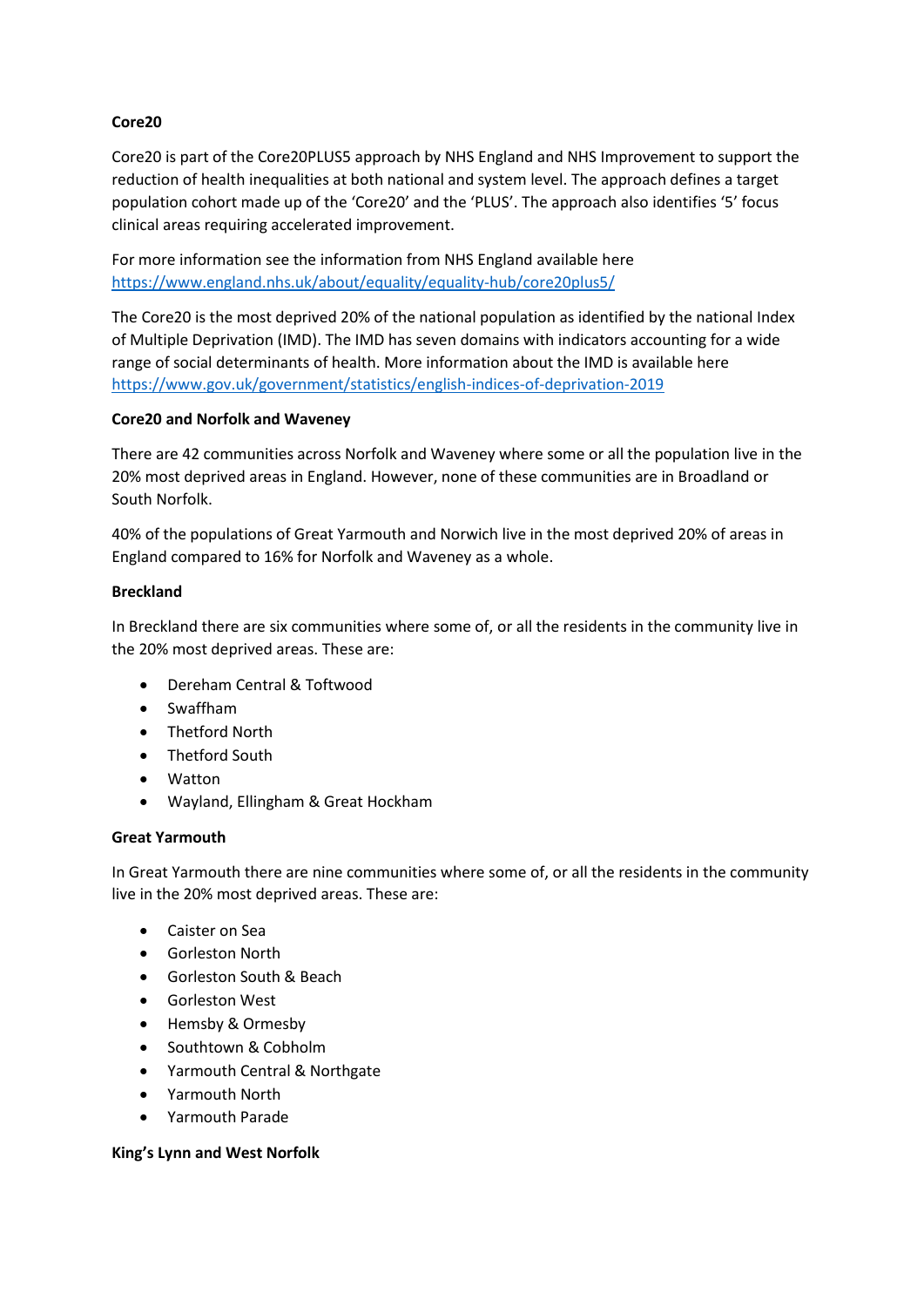**Core20**

Core20 is part of the Core20PLUS5 approach by NHS England and NHS Improvement to support the reduction of health inequalities at both national and system level. The approach defines a target population cohort made up of the 'Core20' and the 'PLUS'. The approach also identifies '5' focus clinical areas requiring accelerated improvement.

For more information see the information from NHS England available here https://www.england.nhs.uk/about/equality/equality-hub/core20plus5/

The Core20 is the most deprived 20% of the national population as identified by the national Index of Multiple Deprivation (IMD). The IMD has seven domains with indicators accounting for a wide range of social determinants of health. More information about the IMD is available here https://www.gov.uk/government/statistics/english-indices-of-deprivation-2019

**Core20 and Norfolk and Waveney**

There are 42 communities across Norfolk and Waveney where some or all the population live in the 20% most deprived areas in England. However, none of these communities are in Broadland or South Norfolk.

40% of the populations of Great Yarmouth and Norwich live in the most deprived 20% of areas in England compared to 16% for Norfolk and Waveney as a whole.

**Breckland**

In Breckland there are six communities where some of, or all the residents in the community live in the 20% most deprived areas. These are:

- Dereham Central & Toftwood
- Swaffham
- Thetford North
- Thetford South
- Watton
- Wayland, Ellingham & Great Hockham

**Great Yarmouth**

In Great Yarmouth there are nine communities where some of, or all the residents in the community live in the 20% most deprived areas. These are:

- Caister on Sea
- Gorleston North
- Gorleston South & Beach
- Gorleston West
- Hemsby & Ormesby
- Southtown & Cobholm
- Yarmouth Central & Northgate
- Yarmouth North
- Yarmouth Parade

**King's Lynn and West Norfolk**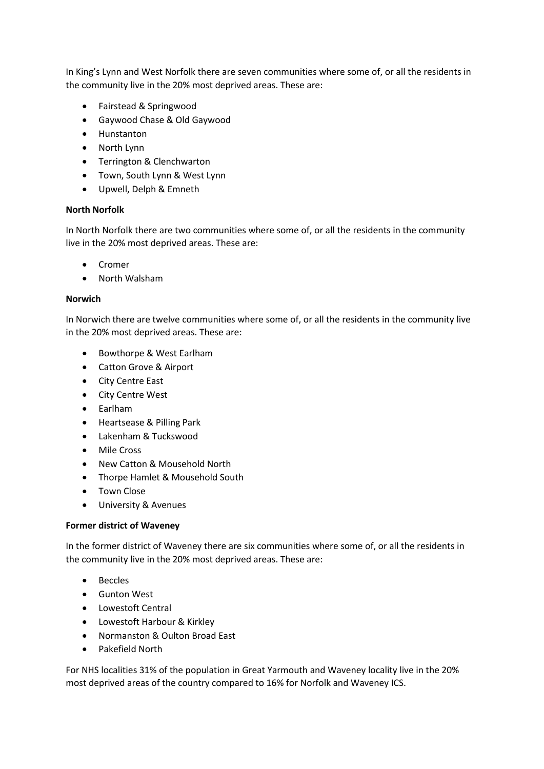In King's Lynn and West Norfolk there are seven communities where some of, or all the residents in the community live in the 20% most deprived areas. These are:

- Fairstead & Springwood
- Gaywood Chase & Old Gaywood
- Hunstanton
- North Lynn
- Terrington & Clenchwarton
- Town, South Lynn & West Lynn
- Upwell, Delph & Emneth

**North Norfolk**

In North Norfolk there are two communities where some of, or all the residents in the community live in the 20% most deprived areas. These are:

- Cromer
- North Walsham

**Norwich**

In Norwich there are twelve communities where some of, or all the residents in the community live in the 20% most deprived areas. These are:

- Bowthorpe & West Earlham
- Catton Grove & Airport
- City Centre East
- City Centre West
- Earlham
- Heartsease & Pilling Park
- Lakenham & Tuckswood
- Mile Cross
- New Catton & Mousehold North
- Thorpe Hamlet & Mousehold South
- Town Close
- University & Avenues

**Former district of Waveney**

In the former district of Waveney there are six communities where some of, or all the residents in the community live in the 20% most deprived areas. These are:

- Beccles
- Gunton West
- Lowestoft Central
- Lowestoft Harbour & Kirkley
- Normanston & Oulton Broad East
- Pakefield North

For NHS localities 31% of the population in Great Yarmouth and Waveney locality live in the 20% most deprived areas of the country compared to 16% for Norfolk and Waveney ICS.